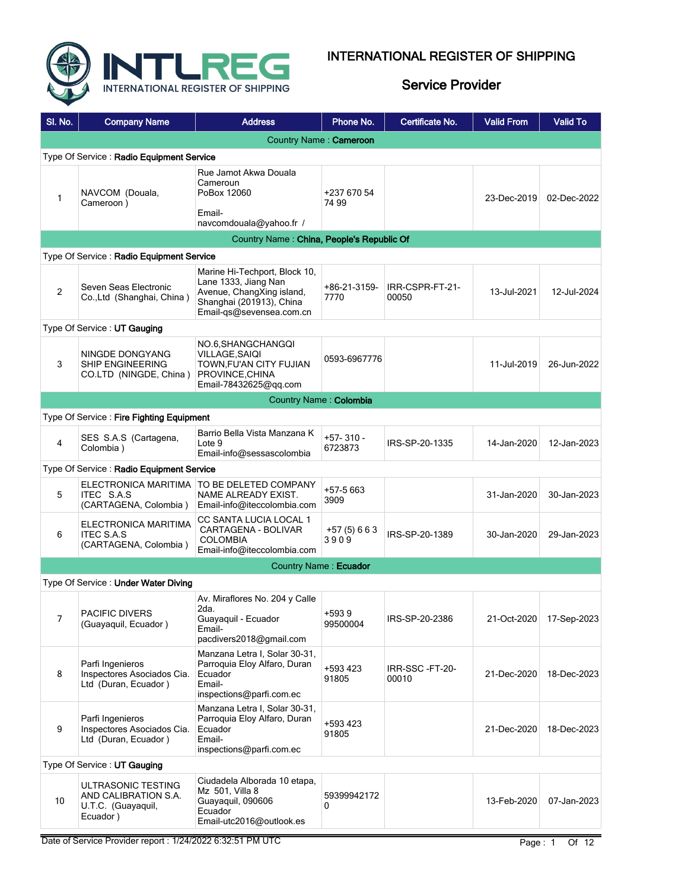# INTERNATIONAL REGISTER OF SHIPPING

## Service Provider

| Sl. No. | Company Name | Address | Phone No. | Certificate No. | Valid From | Valid To |
|---|---|---|---|---|---|---|
| **Country Name : Cameroon** | | | | | | |
| Type Of Service : **Radio Equipment Service** | | | | | | |
| 1 | NAVCOM (Douala, Cameroon ) | Rue Jamot Akwa Douala Cameroun PoBox 12060 Email- navcomdouala@yahoo.fr / | +237 670 54 74 99 | | 23-Dec-2019 | 02-Dec-2022 |
| **Country Name : China, People's Republic Of** | | | | | | |
| Type Of Service : **Radio Equipment Service** | | | | | | |
| 2 | Seven Seas Electronic Co.,Ltd (Shanghai, China ) | Marine Hi-Techport, Block 10, Lane 1333, Jiang Nan Avenue, ChangXing island, Shanghai (201913), China Email-qs@sevensea.com.cn | +86-21-3159-7770 | IRR-CSPR-FT-21-00050 | 13-Jul-2021 | 12-Jul-2024 |
| Type Of Service : **UT Gauging** | | | | | | |
| 3 | NINGDE DONGYANG SHIP ENGINEERING CO.LTD (NINGDE, China ) | NO.6,SHANGCHANGQI VILLAGE,SAIQI TOWN,FU'AN CITY FUJIAN PROVINCE,CHINA Email-78432625@qq.com | 0593-6967776 | | 11-Jul-2019 | 26-Jun-2022 |
| **Country Name : Colombia** | | | | | | |
| Type Of Service : **Fire Fighting Equipment** | | | | | | |
| 4 | SES S.A.S (Cartagena, Colombia ) | Barrio Bella Vista Manzana K Lote 9 Email-info@sessascolombia | +57- 310 - 6723873 | IRS-SP-20-1335 | 14-Jan-2020 | 12-Jan-2023 |
| Type Of Service : **Radio Equipment Service** | | | | | | |
| 5 | ELECTRONICA MARITIMA ITEC S.A.S (CARTAGENA, Colombia ) | TO BE DELETED COMPANY NAME ALREADY EXIST. Email-info@iteccolombia.com | +57-5 663 3909 | | 31-Jan-2020 | 30-Jan-2023 |
| 6 | ELECTRONICA MARITIMA ITEC S.A.S (CARTAGENA, Colombia ) | CC SANTA LUCIA LOCAL 1 CARTAGENA - BOLIVAR COLOMBIA Email-info@iteccolombia.com | +57 (5) 6 6 3 3 9 0 9 | IRS-SP-20-1389 | 30-Jan-2020 | 29-Jan-2023 |
| **Country Name : Ecuador** | | | | | | |
| Type Of Service : **Under Water Diving** | | | | | | |
| 7 | PACIFIC DIVERS (Guayaquil, Ecuador ) | Av. Miraflores No. 204 y Calle 2da. Guayaquil - Ecuador Email- pacdivers2018@gmail.com | +593 9 99500004 | IRS-SP-20-2386 | 21-Oct-2020 | 17-Sep-2023 |
| 8 | Parfi Ingenieros Inspectores Asociados Cia. Ltd (Duran, Ecuador ) | Manzana Letra I, Solar 30-31, Parroquia Eloy Alfaro, Duran Ecuador Email- inspections@parfi.com.ec | +593 423 91805 | IRR-SSC -FT-20-00010 | 21-Dec-2020 | 18-Dec-2023 |
| 9 | Parfi Ingenieros Inspectores Asociados Cia. Ltd (Duran, Ecuador ) | Manzana Letra I, Solar 30-31, Parroquia Eloy Alfaro, Duran Ecuador Email- inspections@parfi.com.ec | +593 423 91805 | | 21-Dec-2020 | 18-Dec-2023 |
| Type Of Service : **UT Gauging** | | | | | | |
| 10 | ULTRASONIC TESTING AND CALIBRATION S.A. U.T.C. (Guayaquil, Ecuador ) | Ciudadela Alborada 10 etapa, Mz 501, Villa 8 Guayaquil, 090606 Ecuador Email-utc2016@outlook.es | 59399942172 0 | | 13-Feb-2020 | 07-Jan-2023 |

Date of Service Provider report : 1/24/2022 6:32:51 PM UTC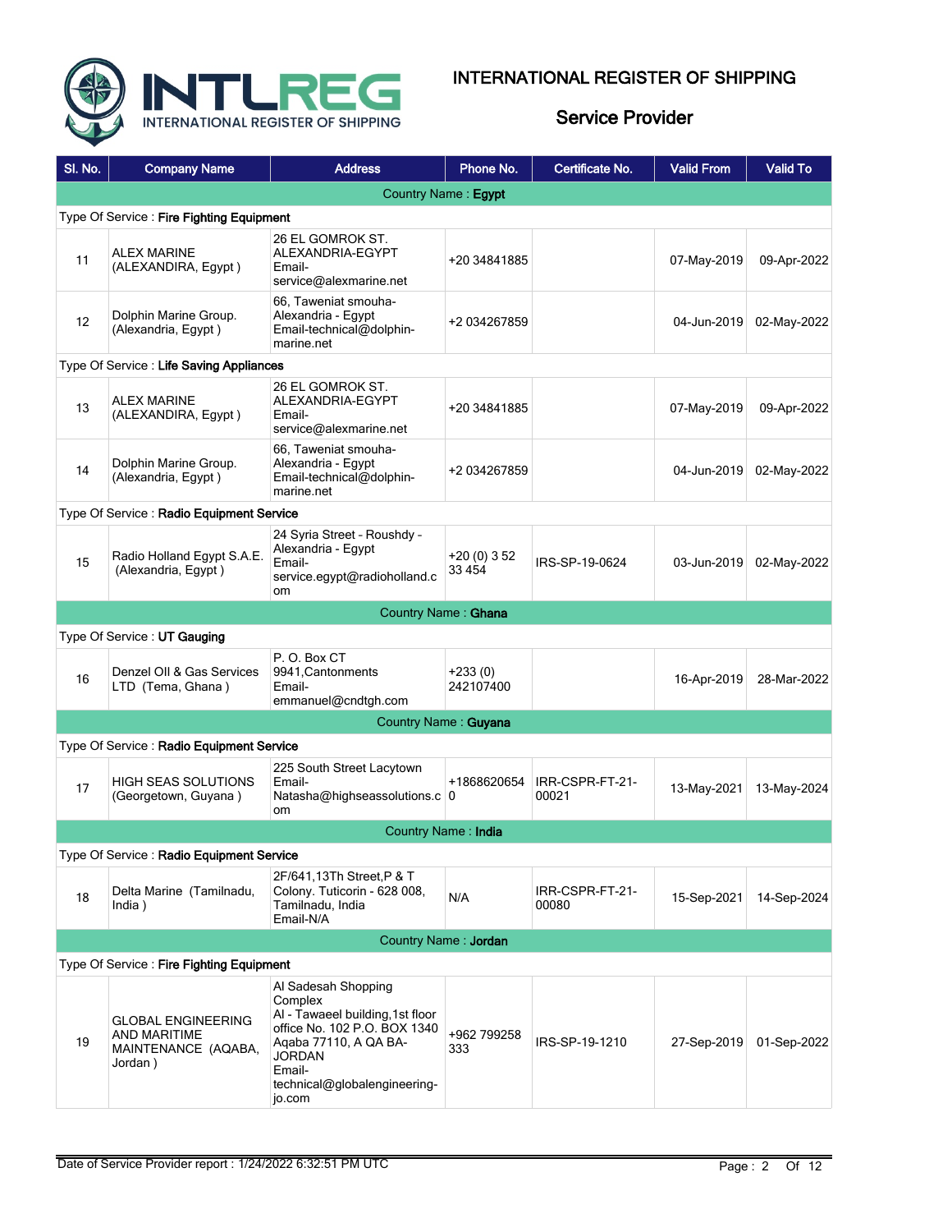# INTERNATIONAL REGISTER OF SHIPPING

## Service Provider

| Sl. No. | Company Name | Address | Phone No. | Certificate No. | Valid From | Valid To |
|---|---|---|---|---|---|---|
| **Country Name : Egypt** | | | | | | |
| **Type Of Service : Fire Fighting Equipment** | | | | | | |
| 11 | ALEX MARINE (ALEXANDIRA, Egypt ) | 26 EL GOMROK ST. ALEXANDRIA-EGYPT Email-service@alexmarine.net | +20 34841885 | | 07-May-2019 | 09-Apr-2022 |
| 12 | Dolphin Marine Group. (Alexandria, Egypt ) | 66, Taweniat smouha-Alexandria - Egypt Email-technical@dolphin-marine.net | +2 034267859 | | 04-Jun-2019 | 02-May-2022 |
| **Type Of Service : Life Saving Appliances** | | | | | | |
| 13 | ALEX MARINE (ALEXANDIRA, Egypt ) | 26 EL GOMROK ST. ALEXANDRIA-EGYPT Email-service@alexmarine.net | +20 34841885 | | 07-May-2019 | 09-Apr-2022 |
| 14 | Dolphin Marine Group. (Alexandria, Egypt ) | 66, Taweniat smouha-Alexandria - Egypt Email-technical@dolphin-marine.net | +2 034267859 | | 04-Jun-2019 | 02-May-2022 |
| **Type Of Service : Radio Equipment Service** | | | | | | |
| 15 | Radio Holland Egypt S.A.E. (Alexandria, Egypt ) | 24 Syria Street - Roushdy - Alexandria - Egypt Email-service.egypt@radioholland.com | +20 (0) 3 52 33 454 | IRS-SP-19-0624 | 03-Jun-2019 | 02-May-2022 |
| **Country Name : Ghana** | | | | | | |
| **Type Of Service : UT Gauging** | | | | | | |
| 16 | Denzel OIl & Gas Services LTD (Tema, Ghana ) | P. O. Box CT 9941,Cantonments Email-emmanuel@cndtgh.com | +233 (0) 242107400 | | 16-Apr-2019 | 28-Mar-2022 |
| **Country Name : Guyana** | | | | | | |
| **Type Of Service : Radio Equipment Service** | | | | | | |
| 17 | HIGH SEAS SOLUTIONS (Georgetown, Guyana ) | 225 South Street Lacytown Email-Natasha@highseassolutions.com | +18686206540 | IRR-CSPR-FT-21-00021 | 13-May-2021 | 13-May-2024 |
| **Country Name : India** | | | | | | |
| **Type Of Service : Radio Equipment Service** | | | | | | |
| 18 | Delta Marine (Tamilnadu, India ) | 2F/641,13Th Street,P & T Colony. Tuticorin - 628 008, Tamilnadu, India Email-N/A | N/A | IRR-CSPR-FT-21-00080 | 15-Sep-2021 | 14-Sep-2024 |
| **Country Name : Jordan** | | | | | | |
| **Type Of Service : Fire Fighting Equipment** | | | | | | |
| 19 | GLOBAL ENGINEERING AND MARITIME MAINTENANCE (AQABA, Jordan ) | Al Sadesah Shopping Complex Al - Tawaeel building,1st floor office No. 102 P.O. BOX 1340 Aqaba 77110, A QA BA-JORDAN Email-technical@globalengineering-jo.com | +962 799258333 | IRS-SP-19-1210 | 27-Sep-2019 | 01-Sep-2022 |

Date of Service Provider report : 1/24/2022 6:32:51 PM UTC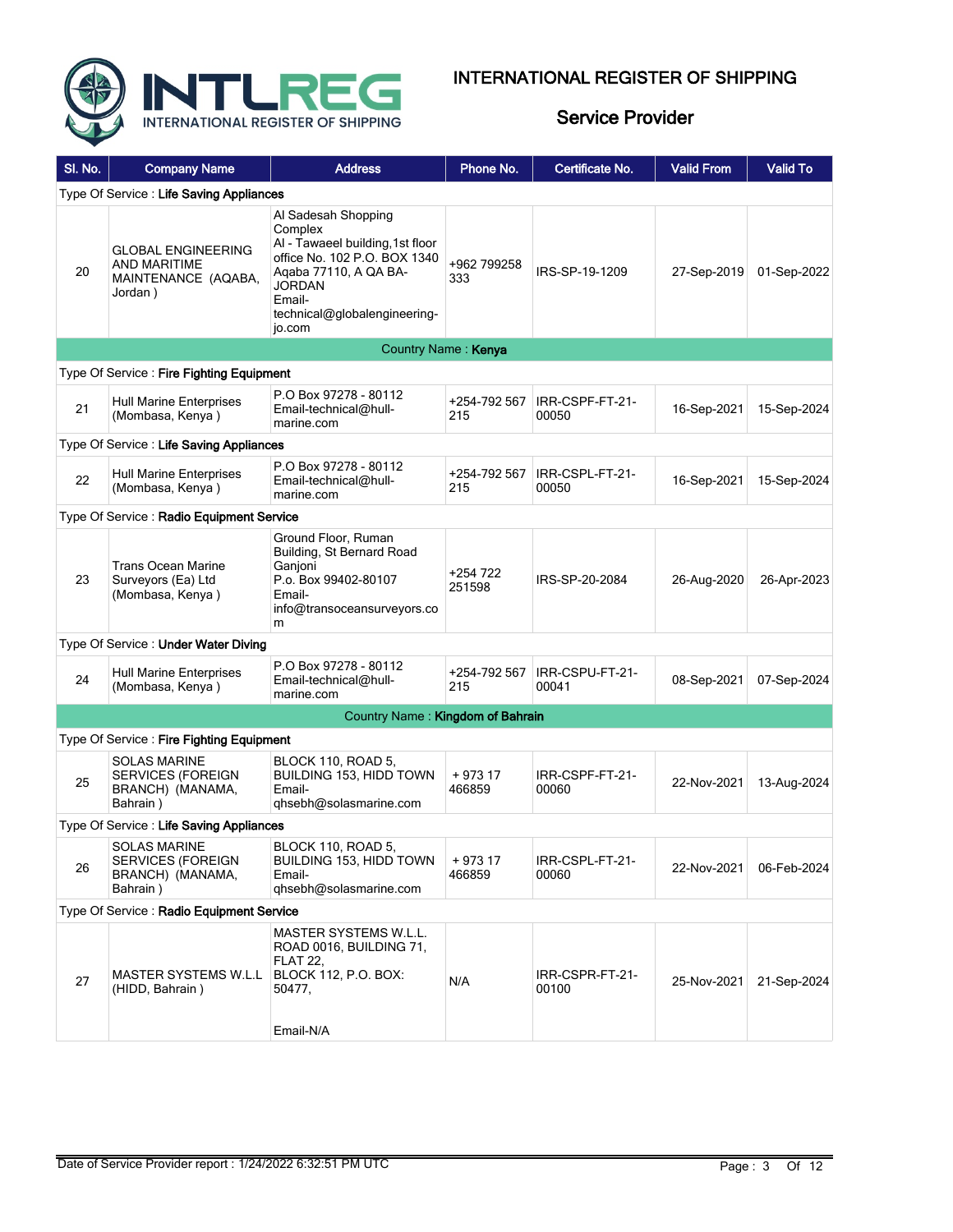# INTERNATIONAL REGISTER OF SHIPPING

## Service Provider

| Sl. No. | Company Name | Address | Phone No. | Certificate No. | Valid From | Valid To |
|---|---|---|---|---|---|---|
| Type Of Service : **Life Saving Appliances** | | | | | | |
| 20 | GLOBAL ENGINEERING AND MARITIME MAINTENANCE (AQABA, Jordan ) | Al Sadesah Shopping Complex Al - Tawaeel building,1st floor office No. 102 P.O. BOX 1340 Aqaba 77110, A QA BA-JORDAN Email-technical@globalengineering-jo.com | +962 799258 333 | IRS-SP-19-1209 | 27-Sep-2019 | 01-Sep-2022 |
| Country Name : **Kenya** | | | | | | |
| Type Of Service : **Fire Fighting Equipment** | | | | | | |
| 21 | Hull Marine Enterprises (Mombasa, Kenya ) | P.O Box 97278 - 80112 Email-technical@hull-marine.com | +254-792 567 215 | IRR-CSPF-FT-21-00050 | 16-Sep-2021 | 15-Sep-2024 |
| Type Of Service : **Life Saving Appliances** | | | | | | |
| 22 | Hull Marine Enterprises (Mombasa, Kenya ) | P.O Box 97278 - 80112 Email-technical@hull-marine.com | +254-792 567 215 | IRR-CSPL-FT-21-00050 | 16-Sep-2021 | 15-Sep-2024 |
| Type Of Service : **Radio Equipment Service** | | | | | | |
| 23 | Trans Ocean Marine Surveyors (Ea) Ltd (Mombasa, Kenya ) | Ground Floor, Ruman Building, St Bernard Road Ganjoni P.o. Box 99402-80107 Email-info@transoceansurveyors.com | +254 722 251598 | IRS-SP-20-2084 | 26-Aug-2020 | 26-Apr-2023 |
| Type Of Service : **Under Water Diving** | | | | | | |
| 24 | Hull Marine Enterprises (Mombasa, Kenya ) | P.O Box 97278 - 80112 Email-technical@hull-marine.com | +254-792 567 215 | IRR-CSPU-FT-21-00041 | 08-Sep-2021 | 07-Sep-2024 |
| Country Name : **Kingdom of Bahrain** | | | | | | |
| Type Of Service : **Fire Fighting Equipment** | | | | | | |
| 25 | SOLAS MARINE SERVICES (FOREIGN BRANCH) (MANAMA, Bahrain ) | BLOCK 110, ROAD 5, BUILDING 153, HIDD TOWN Email-qhsebh@solasmarine.com | + 973 17 466859 | IRR-CSPF-FT-21-00060 | 22-Nov-2021 | 13-Aug-2024 |
| Type Of Service : **Life Saving Appliances** | | | | | | |
| 26 | SOLAS MARINE SERVICES (FOREIGN BRANCH) (MANAMA, Bahrain ) | BLOCK 110, ROAD 5, BUILDING 153, HIDD TOWN Email-qhsebh@solasmarine.com | + 973 17 466859 | IRR-CSPL-FT-21-00060 | 22-Nov-2021 | 06-Feb-2024 |
| Type Of Service : **Radio Equipment Service** | | | | | | |
| 27 | MASTER SYSTEMS W.L.L (HIDD, Bahrain ) | MASTER SYSTEMS W.L.L. ROAD 0016, BUILDING 71, FLAT 22, BLOCK 112, P.O. BOX: 50477, Email-N/A | N/A | IRR-CSPR-FT-21-00100 | 25-Nov-2021 | 21-Sep-2024 |

Date of Service Provider report : 1/24/2022 6:32:51 PM UTC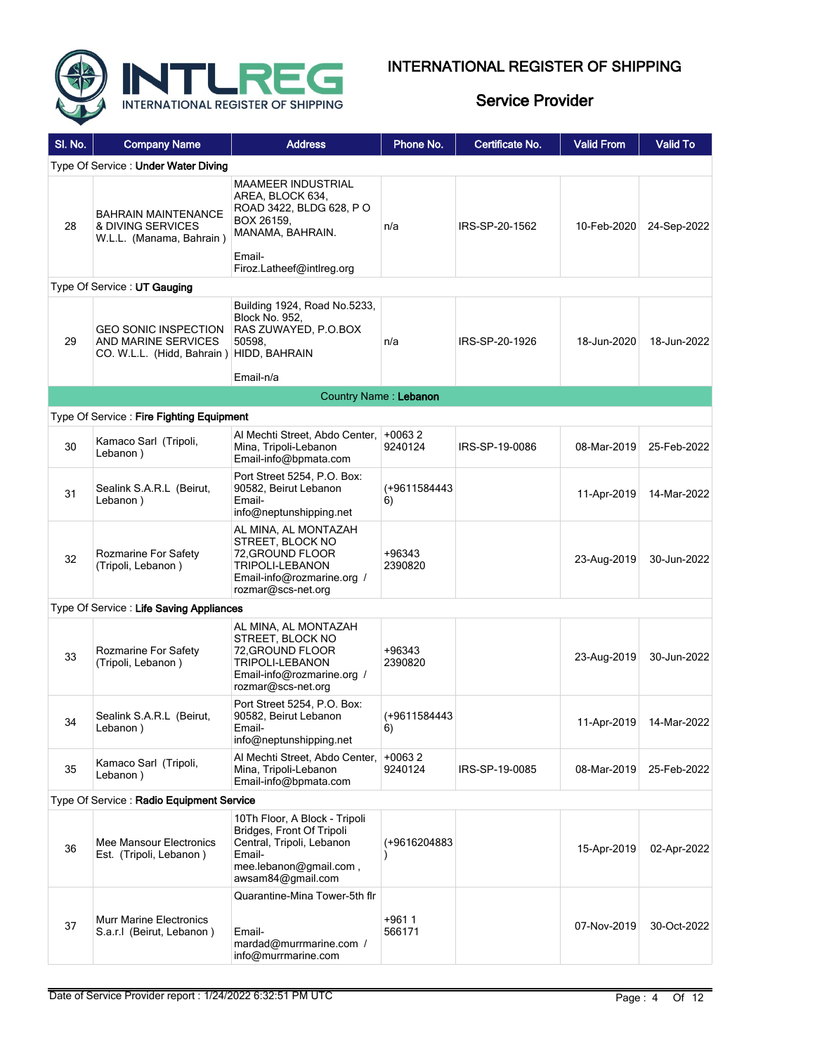# INTERNATIONAL REGISTER OF SHIPPING

## Service Provider

| Sl. No. | Company Name | Address | Phone No. | Certificate No. | Valid From | Valid To |
|---|---|---|---|---|---|---|
| Type Of Service : **Under Water Diving** | | | | | | |
| 28 | BAHRAIN MAINTENANCE & DIVING SERVICES W.L.L. (Manama, Bahrain ) | MAAMEER INDUSTRIAL AREA, BLOCK 634, ROAD 3422, BLDG 628, P O BOX 26159, MANAMA, BAHRAIN. Email- Firoz.Latheef@intlreg.org | n/a | IRS-SP-20-1562 | 10-Feb-2020 | 24-Sep-2022 |
| Type Of Service : **UT Gauging** | | | | | | |
| 29 | GEO SONIC INSPECTION AND MARINE SERVICES CO. W.L.L. (Hidd, Bahrain ) | Building 1924, Road No.5233, Block No. 952, RAS ZUWAYED, P.O.BOX 50598, HIDD, BAHRAIN Email-n/a | n/a | IRS-SP-20-1926 | 18-Jun-2020 | 18-Jun-2022 |
| Country Name : **Lebanon** | | | | | | |
| Type Of Service : **Fire Fighting Equipment** | | | | | | |
| 30 | Kamaco Sarl (Tripoli, Lebanon ) | Al Mechti Street, Abdo Center, Mina, Tripoli-Lebanon Email-info@bpmata.com | +0063 2 9240124 | IRS-SP-19-0086 | 08-Mar-2019 | 25-Feb-2022 |
| 31 | Sealink S.A.R.L (Beirut, Lebanon ) | Port Street 5254, P.O. Box: 90582, Beirut Lebanon Email- info@neptunshipping.net | (+96115844436) | | 11-Apr-2019 | 14-Mar-2022 |
| 32 | Rozmarine For Safety (Tripoli, Lebanon ) | AL MINA, AL MONTAZAH STREET, BLOCK NO 72,GROUND FLOOR TRIPOLI-LEBANON Email-info@rozmarine.org / rozmar@scs-net.org | +96343 2390820 | | 23-Aug-2019 | 30-Jun-2022 |
| Type Of Service : **Life Saving Appliances** | | | | | | |
| 33 | Rozmarine For Safety (Tripoli, Lebanon ) | AL MINA, AL MONTAZAH STREET, BLOCK NO 72,GROUND FLOOR TRIPOLI-LEBANON Email-info@rozmarine.org / rozmar@scs-net.org | +96343 2390820 | | 23-Aug-2019 | 30-Jun-2022 |
| 34 | Sealink S.A.R.L (Beirut, Lebanon ) | Port Street 5254, P.O. Box: 90582, Beirut Lebanon Email- info@neptunshipping.net | (+96115844436) | | 11-Apr-2019 | 14-Mar-2022 |
| 35 | Kamaco Sarl (Tripoli, Lebanon ) | Al Mechti Street, Abdo Center, Mina, Tripoli-Lebanon Email-info@bpmata.com | +0063 2 9240124 | IRS-SP-19-0085 | 08-Mar-2019 | 25-Feb-2022 |
| Type Of Service : **Radio Equipment Service** | | | | | | |
| 36 | Mee Mansour Electronics Est. (Tripoli, Lebanon ) | 10Th Floor, A Block - Tripoli Bridges, Front Of Tripoli Central, Tripoli, Lebanon Email- mee.lebanon@gmail.com , awsam84@gmail.com | (+9616204883) | | 15-Apr-2019 | 02-Apr-2022 |
| 37 | Murr Marine Electronics S.a.r.l (Beirut, Lebanon ) | Quarantine-Mina Tower-5th flr Email- mardad@murrmarine.com / info@murrmarine.com | +961 1 566171 | | 07-Nov-2019 | 30-Oct-2022 |

Date of Service Provider report : 1/24/2022 6:32:51 PM UTC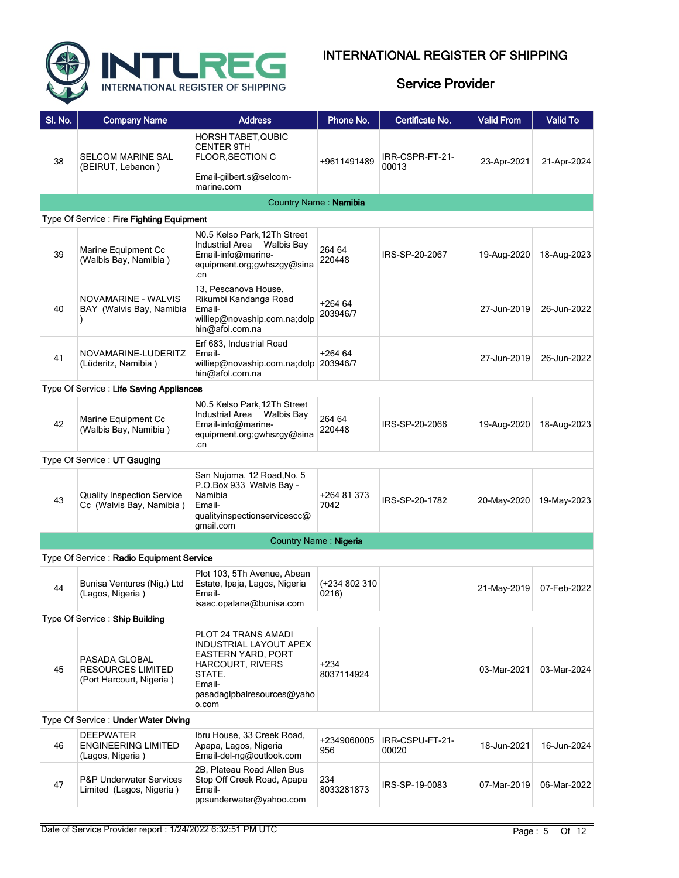# INTERNATIONAL REGISTER OF SHIPPING

## Service Provider

| Sl. No. | Company Name | Address | Phone No. | Certificate No. | Valid From | Valid To |
|---|---|---|---|---|---|---|
| 38 | SELCOM MARINE SAL (BEIRUT, Lebanon ) | HORSH TABET,QUBIC CENTER 9TH FLOOR,SECTION C Email-gilbert.s@selcom-marine.com | +9611491489 | IRR-CSPR-FT-21-00013 | 23-Apr-2021 | 21-Apr-2024 |
| Country Name : **Namibia** | | | | | | |
| Type Of Service : **Fire Fighting Equipment** | | | | | | |
| 39 | Marine Equipment Cc (Walbis Bay, Namibia ) | N0.5 Kelso Park,12Th Street Industrial Area Walbis Bay Email-info@marine-equipment.org;gwhszgy@sina.cn | 264 64 220448 | IRS-SP-20-2067 | 19-Aug-2020 | 18-Aug-2023 |
| 40 | NOVAMARINE - WALVIS BAY (Walvis Bay, Namibia ) | 13, Pescanova House, Rikumbi Kandanga Road Email-williep@novaship.com.na;dolphin@afol.com.na | +264 64 203946/7 | | 27-Jun-2019 | 26-Jun-2022 |
| 41 | NOVAMARINE-LUDERITZ (Lüderitz, Namibia ) | Erf 683, Industrial Road Email-williep@novaship.com.na;dolphin@afol.com.na | +264 64 203946/7 | | 27-Jun-2019 | 26-Jun-2022 |
| Type Of Service : **Life Saving Appliances** | | | | | | |
| 42 | Marine Equipment Cc (Walbis Bay, Namibia ) | N0.5 Kelso Park,12Th Street Industrial Area Walbis Bay Email-info@marine-equipment.org;gwhszgy@sina.cn | 264 64 220448 | IRS-SP-20-2066 | 19-Aug-2020 | 18-Aug-2023 |
| Type Of Service : **UT Gauging** | | | | | | |
| 43 | Quality Inspection Service Cc (Walvis Bay, Namibia ) | San Nujoma, 12 Road,No. 5 P.O.Box 933 Walvis Bay - Namibia Email-qualityinspectionservicescc@gmail.com | +264 81 373 7042 | IRS-SP-20-1782 | 20-May-2020 | 19-May-2023 |
| Country Name : **Nigeria** | | | | | | |
| Type Of Service : **Radio Equipment Service** | | | | | | |
| 44 | Bunisa Ventures (Nig.) Ltd (Lagos, Nigeria ) | Plot 103, 5Th Avenue, Abean Estate, Ipaja, Lagos, Nigeria Email-isaac.opalana@bunisa.com | (+234 802 310 0216) | | 21-May-2019 | 07-Feb-2022 |
| Type Of Service : **Ship Building** | | | | | | |
| 45 | PASADA GLOBAL RESOURCES LIMITED (Port Harcourt, Nigeria ) | PLOT 24 TRANS AMADI INDUSTRIAL LAYOUT APEX EASTERN YARD, PORT HARCOURT, RIVERS STATE. Email-pasadaglpbalresources@yahoo.com | +234 8037114924 | | 03-Mar-2021 | 03-Mar-2024 |
| Type Of Service : **Under Water Diving** | | | | | | |
| 46 | DEEPWATER ENGINEERING LIMITED (Lagos, Nigeria ) | Ibru House, 33 Creek Road, Apapa, Lagos, Nigeria Email-del-ng@outlook.com | +2349060005956 | IRR-CSPU-FT-21-00020 | 18-Jun-2021 | 16-Jun-2024 |
| 47 | P&P Underwater Services Limited (Lagos, Nigeria ) | 2B, Plateau Road Allen Bus Stop Off Creek Road, Apapa Email-ppsunderwater@yahoo.com | 234 8033281873 | IRS-SP-19-0083 | 07-Mar-2019 | 06-Mar-2022 |

Date of Service Provider report : 1/24/2022 6:32:51 PM UTC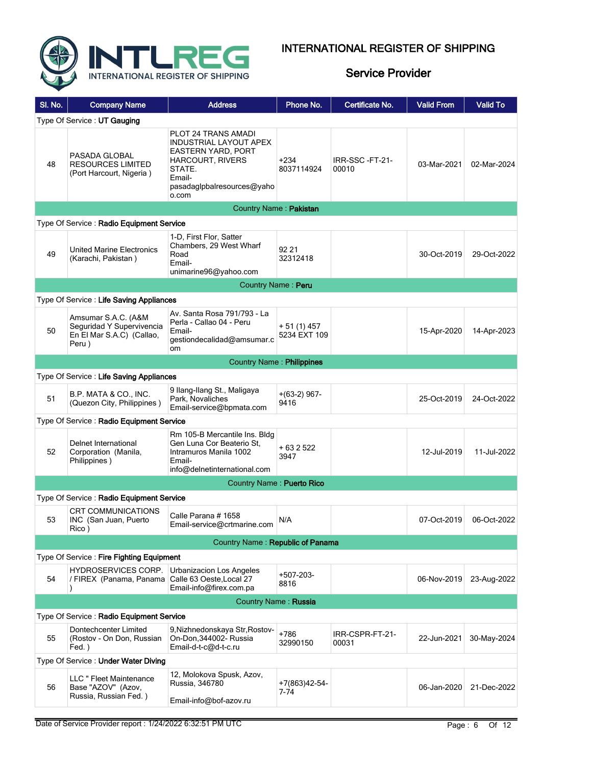# INTERNATIONAL REGISTER OF SHIPPING

## Service Provider

| Sl. No. | Company Name | Address | Phone No. | Certificate No. | Valid From | Valid To |
|---|---|---|---|---|---|---|
| Type Of Service : **UT Gauging** | | | | | | |
| 48 | PASADA GLOBAL RESOURCES LIMITED (Port Harcourt, Nigeria ) | PLOT 24 TRANS AMADI INDUSTRIAL LAYOUT APEX EASTERN YARD, PORT HARCOURT, RIVERS STATE. Email-pasadaglpbalresources@yahoo.com | +234 8037114924 | IRR-SSC -FT-21-00010 | 03-Mar-2021 | 02-Mar-2024 |
| Country Name : **Pakistan** | | | | | | |
| Type Of Service : **Radio Equipment Service** | | | | | | |
| 49 | United Marine Electronics (Karachi, Pakistan ) | 1-D, First Flor, Satter Chambers, 29 West Wharf Road Email-unimarine96@yahoo.com | 92 21 32312418 | | 30-Oct-2019 | 29-Oct-2022 |
| Country Name : **Peru** | | | | | | |
| Type Of Service : **Life Saving Appliances** | | | | | | |
| 50 | Amsumar S.A.C. (A&M Seguridad Y Supervivencia En El Mar S.A.C) (Callao, Peru ) | Av. Santa Rosa 791/793 - La Perla - Callao 04 - Peru Email-gestiondecalidad@amsumar.com | + 51 (1) 457 5234 EXT 109 | | 15-Apr-2020 | 14-Apr-2023 |
| Country Name : **Philippines** | | | | | | |
| Type Of Service : **Life Saving Appliances** | | | | | | |
| 51 | B.P. MATA & CO., INC. (Quezon City, Philippines ) | 9 Ilang-Ilang St., Maligaya Park, Novaliches Email-service@bpmata.com | +(63-2) 967-9416 | | 25-Oct-2019 | 24-Oct-2022 |
| Type Of Service : **Radio Equipment Service** | | | | | | |
| 52 | Delnet International Corporation (Manila, Philippines ) | Rm 105-B Mercantile Ins. Bldg Gen Luna Cor Beaterio St, Intramuros Manila 1002 Email-info@delnetinternational.com | + 63 2 522 3947 | | 12-Jul-2019 | 11-Jul-2022 |
| Country Name : **Puerto Rico** | | | | | | |
| Type Of Service : **Radio Equipment Service** | | | | | | |
| 53 | CRT COMMUNICATIONS INC (San Juan, Puerto Rico ) | Calle Parana # 1658 Email-service@crtmarine.com | N/A | | 07-Oct-2019 | 06-Oct-2022 |
| Country Name : **Republic of Panama** | | | | | | |
| Type Of Service : **Fire Fighting Equipment** | | | | | | |
| 54 | HYDROSERVICES CORP. / FIREX (Panama, Panama ) | Urbanizacion Los Angeles Calle 63 Oeste,Local 27 Email-info@firex.com.pa | +507-203-8816 | | 06-Nov-2019 | 23-Aug-2022 |
| Country Name : **Russia** | | | | | | |
| Type Of Service : **Radio Equipment Service** | | | | | | |
| 55 | Dontechcenter Limited (Rostov - On Don, Russian Fed. ) | 9,Nizhnedonskaya Str,Rostov-On-Don,344002- Russia Email-d-t-c@d-t-c.ru | +786 32990150 | IRR-CSPR-FT-21-00031 | 22-Jun-2021 | 30-May-2024 |
| Type Of Service : **Under Water Diving** | | | | | | |
| 56 | LLC " Fleet Maintenance Base "AZOV" (Azov, Russia, Russian Fed. ) | 12, Molokova Spusk, Azov, Russia, 346780 Email-info@bof-azov.ru | +7(863)42-54-7-74 | | 06-Jan-2020 | 21-Dec-2022 |

Date of Service Provider report : 1/24/2022 6:32:51 PM UTC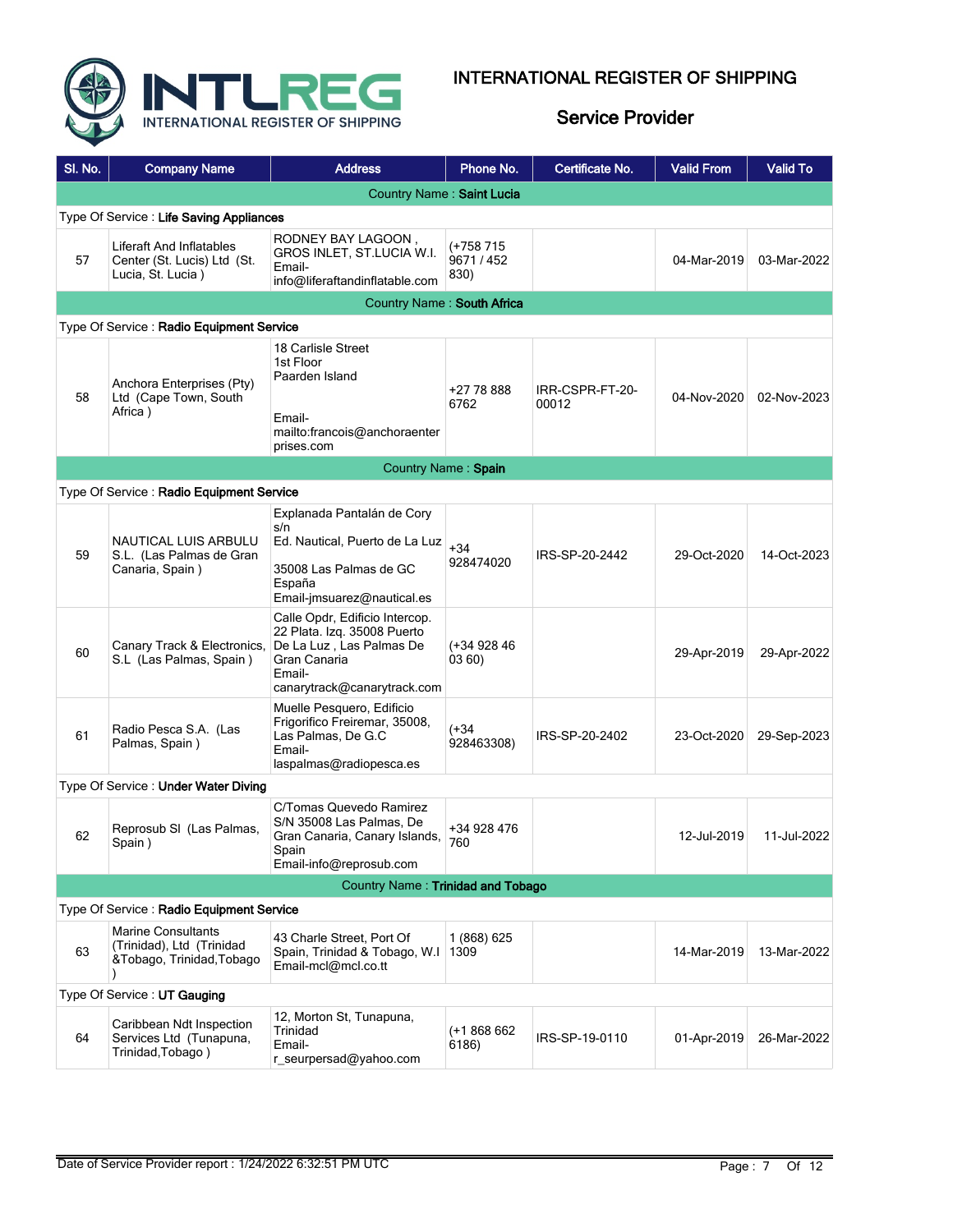# INTERNATIONAL REGISTER OF SHIPPING

## Service Provider

| Sl. No. | Company Name | Address | Phone No. | Certificate No. | Valid From | Valid To |
|---|---|---|---|---|---|---|
| **Country Name : Saint Lucia** | | | | | | |
| **Type Of Service : Life Saving Appliances** | | | | | | |
| 57 | Liferaft And Inflatables Center (St. Lucis) Ltd (St. Lucia, St. Lucia ) | RODNEY BAY LAGOON , GROS INLET, ST.LUCIA W.I. Email-info@liferaftandinflatable.com | (+758 715 9671 / 452 830) | | 04-Mar-2019 | 03-Mar-2022 |
| **Country Name : South Africa** | | | | | | |
| **Type Of Service : Radio Equipment Service** | | | | | | |
| 58 | Anchora Enterprises (Pty) Ltd (Cape Town, South Africa ) | 18 Carlisle Street 1st Floor Paarden Island Email-mailto:francois@anchoraenterprises.com | +27 78 888 6762 | IRR-CSPR-FT-20-00012 | 04-Nov-2020 | 02-Nov-2023 |
| **Country Name : Spain** | | | | | | |
| **Type Of Service : Radio Equipment Service** | | | | | | |
| 59 | NAUTICAL LUIS ARBULU S.L. (Las Palmas de Gran Canaria, Spain ) | Explanada Pantalán de Cory s/n Ed. Nautical, Puerto de La Luz 35008 Las Palmas de GC España Email-jmsuarez@nautical.es | +34 928474020 | IRS-SP-20-2442 | 29-Oct-2020 | 14-Oct-2023 |
| 60 | Canary Track & Electronics, S.L (Las Palmas, Spain ) | Calle Opdr, Edificio Intercop. 22 Plata. Izq. 35008 Puerto De La Luz , Las Palmas De Gran Canaria Email-canarytrack@canarytrack.com | (+34 928 46 03 60) | | 29-Apr-2019 | 29-Apr-2022 |
| 61 | Radio Pesca S.A. (Las Palmas, Spain ) | Muelle Pesquero, Edificio Frigorifico Freiremar, 35008, Las Palmas, De G.C Email-laspalmas@radiopesca.es | (+34 928463308) | IRS-SP-20-2402 | 23-Oct-2020 | 29-Sep-2023 |
| **Type Of Service : Under Water Diving** | | | | | | |
| 62 | Reprosub Sl (Las Palmas, Spain ) | C/Tomas Quevedo Ramirez S/N 35008 Las Palmas, De Gran Canaria, Canary Islands, Spain Email-info@reprosub.com | +34 928 476 760 | | 12-Jul-2019 | 11-Jul-2022 |
| **Country Name : Trinidad and Tobago** | | | | | | |
| **Type Of Service : Radio Equipment Service** | | | | | | |
| 63 | Marine Consultants (Trinidad), Ltd (Trinidad &Tobago, Trinidad,Tobago ) | 43 Charle Street, Port Of Spain, Trinidad & Tobago, W.I Email-mcl@mcl.co.tt | 1 (868) 625 1309 | | 14-Mar-2019 | 13-Mar-2022 |
| **Type Of Service : UT Gauging** | | | | | | |
| 64 | Caribbean Ndt Inspection Services Ltd (Tunapuna, Trinidad,Tobago ) | 12, Morton St, Tunapuna, Trinidad Email-r_seurpersad@yahoo.com | (+1 868 662 6186) | IRS-SP-19-0110 | 01-Apr-2019 | 26-Mar-2022 |

Date of Service Provider report : 1/24/2022 6:32:51 PM UTC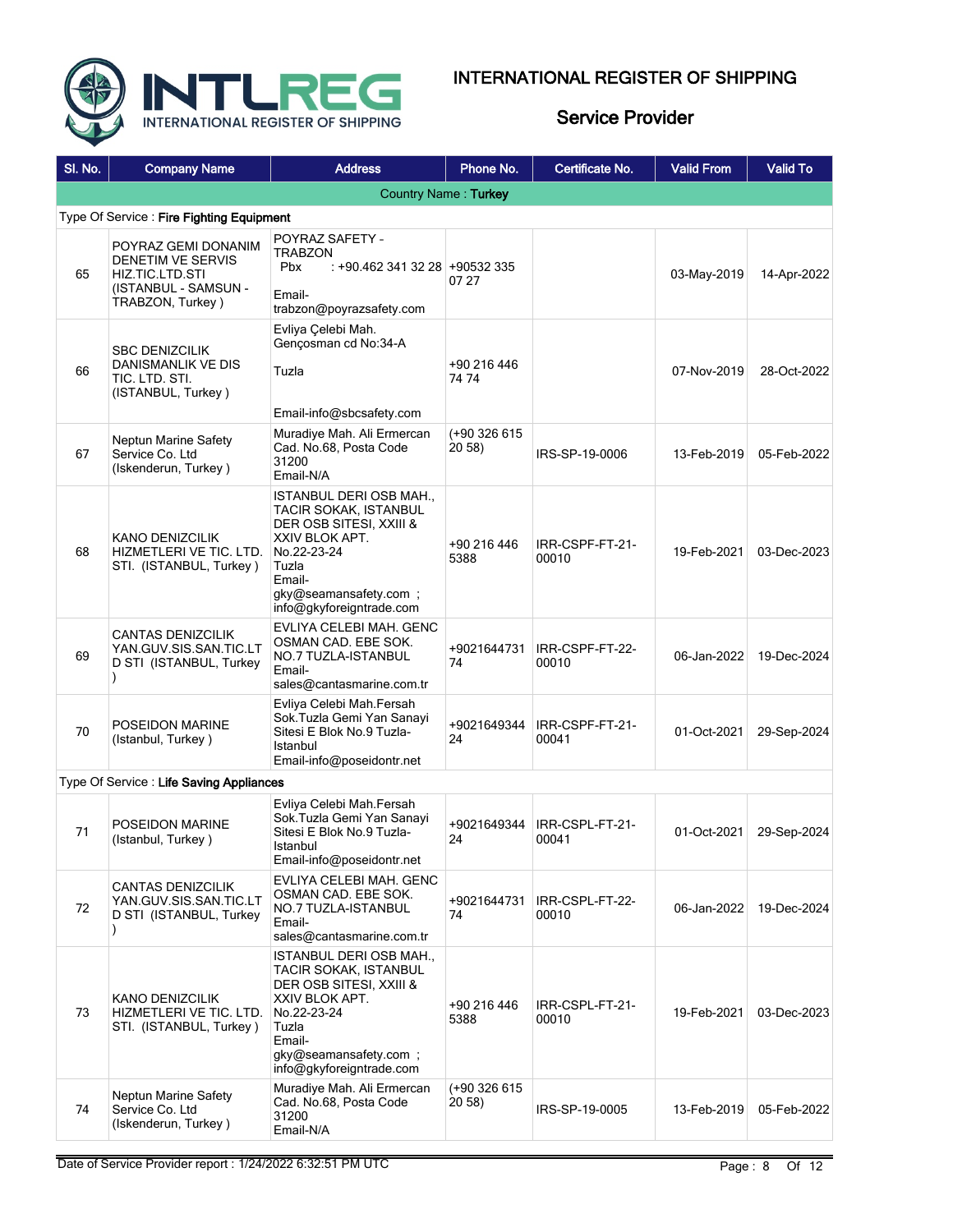# INTERNATIONAL REGISTER OF SHIPPING

## Service Provider

| Sl. No. | Company Name | Address | Phone No. | Certificate No. | Valid From | Valid To |
|---|---|---|---|---|---|---|
| **Country Name : Turkey** | | | | | | |
| Type Of Service : **Fire Fighting Equipment** | | | | | | |
| 65 | POYRAZ GEMI DONANIM DENETIM VE SERVIS HIZ.TIC.LTD.STI (ISTANBUL - SAMSUN - TRABZON, Turkey ) | POYRAZ SAFETY - TRABZON Pbx : +90.462 341 32 28 Email- trabzon@poyrazsafety.com | +90532 335 07 27 | | 03-May-2019 | 14-Apr-2022 |
| 66 | SBC DENIZCILIK DANISMANLIK VE DIS TIC. LTD. STI. (ISTANBUL, Turkey ) | Evliya Çelebi Mah. Gençosman cd No:34-A Tuzla Email-info@sbcsafety.com | +90 216 446 74 74 | | 07-Nov-2019 | 28-Oct-2022 |
| 67 | Neptun Marine Safety Service Co. Ltd (Iskenderun, Turkey ) | Muradiye Mah. Ali Ermercan Cad. No.68, Posta Code 31200 Email-N/A | (+90 326 615 20 58) | IRS-SP-19-0006 | 13-Feb-2019 | 05-Feb-2022 |
| 68 | KANO DENIZCILIK HIZMETLERI VE TIC. LTD. STI. (ISTANBUL, Turkey ) | ISTANBUL DERI OSB MAH., TACIR SOKAK, ISTANBUL DER OSB SITESI, XXIII & XXIV BLOK APT. No.22-23-24 Tuzla Email- gky@seamansafety.com ; info@gkyforeigntrade.com | +90 216 446 5388 | IRR-CSPF-FT-21-00010 | 19-Feb-2021 | 03-Dec-2023 |
| 69 | CANTAS DENIZCILIK YAN.GUV.SIS.SAN.TIC.LTD STI (ISTANBUL, Turkey ) | EVLIYA CELEBI MAH. GENC OSMAN CAD. EBE SOK. NO.7 TUZLA-ISTANBUL Email- sales@cantasmarine.com.tr | +902164473174 | IRR-CSPF-FT-22-00010 | 06-Jan-2022 | 19-Dec-2024 |
| 70 | POSEIDON MARINE (Istanbul, Turkey ) | Evliya Celebi Mah.Fersah Sok.Tuzla Gemi Yan Sanayi Sitesi E Blok No.9 Tuzla-Istanbul Email-info@poseidontr.net | +902164934424 | IRR-CSPF-FT-21-00041 | 01-Oct-2021 | 29-Sep-2024 |
| Type Of Service : **Life Saving Appliances** | | | | | | |
| 71 | POSEIDON MARINE (Istanbul, Turkey ) | Evliya Celebi Mah.Fersah Sok.Tuzla Gemi Yan Sanayi Sitesi E Blok No.9 Tuzla-Istanbul Email-info@poseidontr.net | +902164934424 | IRR-CSPL-FT-21-00041 | 01-Oct-2021 | 29-Sep-2024 |
| 72 | CANTAS DENIZCILIK YAN.GUV.SIS.SAN.TIC.LTD STI (ISTANBUL, Turkey ) | EVLIYA CELEBI MAH. GENC OSMAN CAD. EBE SOK. NO.7 TUZLA-ISTANBUL Email- sales@cantasmarine.com.tr | +902164473174 | IRR-CSPL-FT-22-00010 | 06-Jan-2022 | 19-Dec-2024 |
| 73 | KANO DENIZCILIK HIZMETLERI VE TIC. LTD. STI. (ISTANBUL, Turkey ) | ISTANBUL DERI OSB MAH., TACIR SOKAK, ISTANBUL DER OSB SITESI, XXIII & XXIV BLOK APT. No.22-23-24 Tuzla Email- gky@seamansafety.com ; info@gkyforeigntrade.com | +90 216 446 5388 | IRR-CSPL-FT-21-00010 | 19-Feb-2021 | 03-Dec-2023 |
| 74 | Neptun Marine Safety Service Co. Ltd (Iskenderun, Turkey ) | Muradiye Mah. Ali Ermercan Cad. No.68, Posta Code 31200 Email-N/A | (+90 326 615 20 58) | IRS-SP-19-0005 | 13-Feb-2019 | 05-Feb-2022 |

Date of Service Provider report : 1/24/2022 6:32:51 PM UTC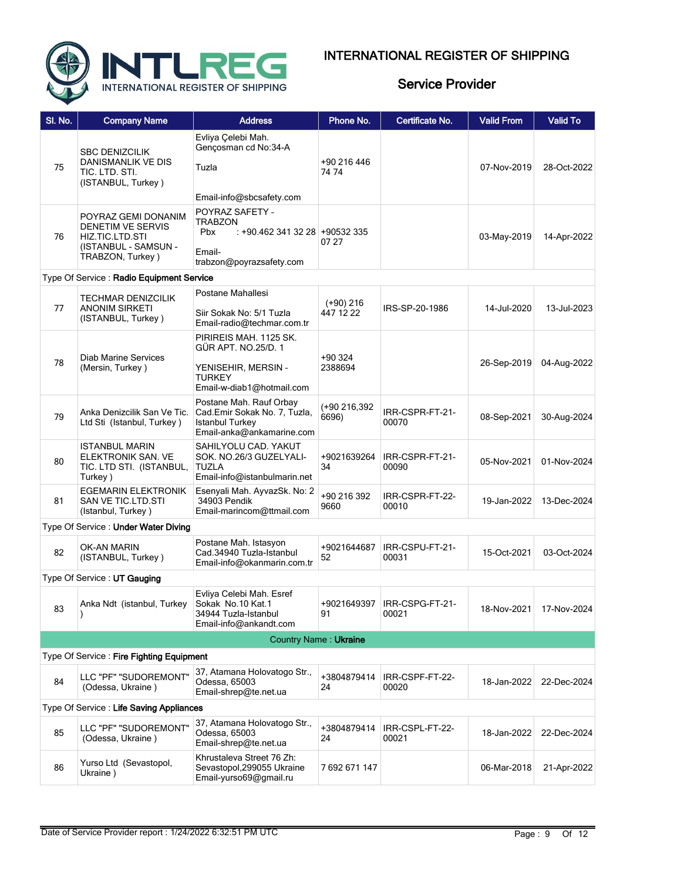# INTERNATIONAL REGISTER OF SHIPPING

## Service Provider

| Sl. No. | Company Name | Address | Phone No. | Certificate No. | Valid From | Valid To |
|---|---|---|---|---|---|---|
| 75 | SBC DENIZCILIK DANISMANLIK VE DIS TIC. LTD. STI. (ISTANBUL, Turkey ) | Evliya Çelebi Mah. Gençosman cd No:34-A Tuzla Email-info@sbcsafety.com | +90 216 446 74 74 | | 07-Nov-2019 | 28-Oct-2022 |
| 76 | POYRAZ GEMI DONANIM DENETIM VE SERVIS HIZ.TIC.LTD.STI (ISTANBUL - SAMSUN - TRABZON, Turkey ) | POYRAZ SAFETY - TRABZON Pbx : +90.462 341 32 28 Email- trabzon@poyrazsafety.com | +90532 335 07 27 | | 03-May-2019 | 14-Apr-2022 |
| Type Of Service : **Radio Equipment Service** | | | | | | |
| 77 | TECHMAR DENIZCILIK ANONIM SIRKETI (ISTANBUL, Turkey ) | Postane Mahallesi Siir Sokak No: 5/1 Tuzla Email-radio@techmar.com.tr | (+90) 216 447 12 22 | IRS-SP-20-1986 | 14-Jul-2020 | 13-Jul-2023 |
| 78 | Diab Marine Services (Mersin, Turkey ) | PIRIREIS MAH. 1125 SK. GÜR APT. NO.25/D. 1 YENISEHIR, MERSIN - TURKEY Email-w-diab1@hotmail.com | +90 324 2388694 | | 26-Sep-2019 | 04-Aug-2022 |
| 79 | Anka Denizcilik San Ve Tic. Ltd Sti (Istanbul, Turkey ) | Postane Mah. Rauf Orbay Cad.Emir Sokak No. 7, Tuzla, Istanbul Turkey Email-anka@ankamarine.com | (+90 216,392 6696) | IRR-CSPR-FT-21-00070 | 08-Sep-2021 | 30-Aug-2024 |
| 80 | ISTANBUL MARIN ELEKTRONIK SAN. VE TIC. LTD STI. (ISTANBUL, Turkey ) | SAHILYOLU CAD. YAKUT SOK. NO.26/3 GUZELYALI-TUZLA Email-info@istanbulmarin.net | +902163926434 | IRR-CSPR-FT-21-00090 | 05-Nov-2021 | 01-Nov-2024 |
| 81 | EGEMARIN ELEKTRONIK SAN VE TIC.LTD.STI (Istanbul, Turkey ) | Esenyali Mah. AyvazSk. No: 2 34903 Pendik Email-marincom@ttmail.com | +90 216 392 9660 | IRR-CSPR-FT-22-00010 | 19-Jan-2022 | 13-Dec-2024 |
| Type Of Service : **Under Water Diving** | | | | | | |
| 82 | OK-AN MARIN (ISTANBUL, Turkey ) | Postane Mah. Istasyon Cad.34940 Tuzla-Istanbul Email-info@okanmarin.com.tr | +902164468752 | IRR-CSPU-FT-21-00031 | 15-Oct-2021 | 03-Oct-2024 |
| Type Of Service : **UT Gauging** | | | | | | |
| 83 | Anka Ndt (istanbul, Turkey ) | Evliya Celebi Mah. Esref Sokak No.10 Kat.1 34944 Tuzla-Istanbul Email-info@ankandt.com | +902164939791 | IRR-CSPG-FT-21-00021 | 18-Nov-2021 | 17-Nov-2024 |
| Country Name : **Ukraine** | | | | | | |
| Type Of Service : **Fire Fighting Equipment** | | | | | | |
| 84 | LLC "PF" "SUDOREMONT" (Odessa, Ukraine ) | 37, Atamana Holovatogo Str., Odessa, 65003 Email-shrep@te.net.ua | +380487941424 | IRR-CSPF-FT-22-00020 | 18-Jan-2022 | 22-Dec-2024 |
| Type Of Service : **Life Saving Appliances** | | | | | | |
| 85 | LLC "PF" "SUDOREMONT" (Odessa, Ukraine ) | 37, Atamana Holovatogo Str., Odessa, 65003 Email-shrep@te.net.ua | +380487941424 | IRR-CSPL-FT-22-00021 | 18-Jan-2022 | 22-Dec-2024 |
| 86 | Yurso Ltd (Sevastopol, Ukraine ) | Khrustaleva Street 76 Zh: Sevastopol,299055 Ukraine Email-yurso69@gmail.ru | 7 692 671 147 | | 06-Mar-2018 | 21-Apr-2022 |

Date of Service Provider report : 1/24/2022 6:32:51 PM UTC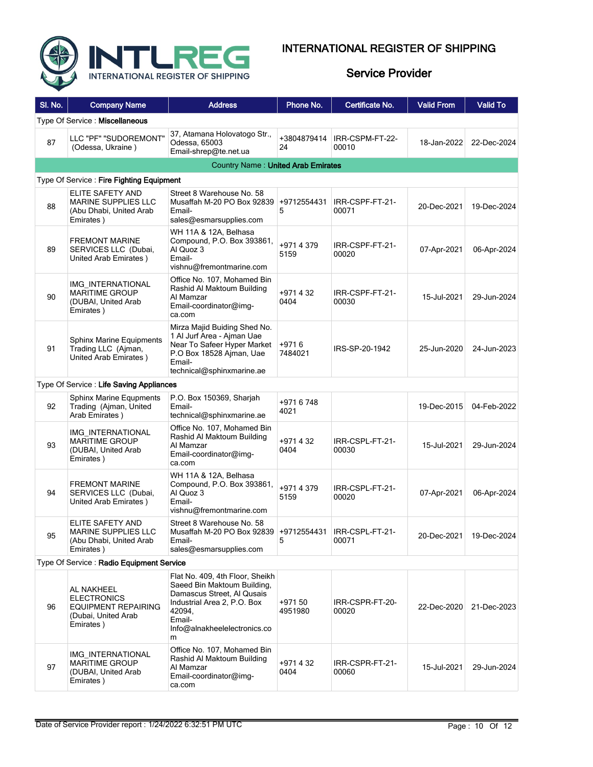# INTERNATIONAL REGISTER OF SHIPPING

## Service Provider

| Sl. No. | Company Name | Address | Phone No. | Certificate No. | Valid From | Valid To |
|---|---|---|---|---|---|---|
| Type Of Service : **Miscellaneous** | | | | | | |
| 87 | LLC "PF" "SUDOREMONT" (Odessa, Ukraine ) | 37, Atamana Holovatogo Str., Odessa, 65003 Email-shrep@te.net.ua | +380487941424 | IRR-CSPM-FT-22-00010 | 18-Jan-2022 | 22-Dec-2024 |
| Country Name : **United Arab Emirates** | | | | | | |
| Type Of Service : **Fire Fighting Equipment** | | | | | | |
| 88 | ELITE SAFETY AND MARINE SUPPLIES LLC (Abu Dhabi, United Arab Emirates ) | Street 8 Warehouse No. 58 Musaffah M-20 PO Box 92839 Email-sales@esmarsupplies.com | +97125544315 | IRR-CSPF-FT-21-00071 | 20-Dec-2021 | 19-Dec-2024 |
| 89 | FREMONT MARINE SERVICES LLC (Dubai, United Arab Emirates ) | WH 11A & 12A, Belhasa Compound, P.O. Box 393861, Al Quoz 3 Email-vishnu@fremontmarine.com | +971 4 379 5159 | IRR-CSPF-FT-21-00020 | 07-Apr-2021 | 06-Apr-2024 |
| 90 | IMG_INTERNATIONAL MARITIME GROUP (DUBAI, United Arab Emirates ) | Office No. 107, Mohamed Bin Rashid Al Maktoum Building Al Mamzar Email-coordinator@img-ca.com | +971 4 32 0404 | IRR-CSPF-FT-21-00030 | 15-Jul-2021 | 29-Jun-2024 |
| 91 | Sphinx Marine Equipments Trading LLC (Ajman, United Arab Emirates ) | Mirza Majid Buiding Shed No. 1 Al Jurf Area - Ajman Uae Near To Safeer Hyper Market P.O Box 18528 Ajman, Uae Email-technical@sphinxmarine.ae | +971 6 7484021 | IRS-SP-20-1942 | 25-Jun-2020 | 24-Jun-2023 |
| Type Of Service : **Life Saving Appliances** | | | | | | |
| 92 | Sphinx Marine Equpments Trading (Ajman, United Arab Emirates ) | P.O. Box 150369, Sharjah Email-technical@sphinxmarine.ae | +971 6 748 4021 | | 19-Dec-2015 | 04-Feb-2022 |
| 93 | IMG_INTERNATIONAL MARITIME GROUP (DUBAI, United Arab Emirates ) | Office No. 107, Mohamed Bin Rashid Al Maktoum Building Al Mamzar Email-coordinator@img-ca.com | +971 4 32 0404 | IRR-CSPL-FT-21-00030 | 15-Jul-2021 | 29-Jun-2024 |
| 94 | FREMONT MARINE SERVICES LLC (Dubai, United Arab Emirates ) | WH 11A & 12A, Belhasa Compound, P.O. Box 393861, Al Quoz 3 Email-vishnu@fremontmarine.com | +971 4 379 5159 | IRR-CSPL-FT-21-00020 | 07-Apr-2021 | 06-Apr-2024 |
| 95 | ELITE SAFETY AND MARINE SUPPLIES LLC (Abu Dhabi, United Arab Emirates ) | Street 8 Warehouse No. 58 Musaffah M-20 PO Box 92839 Email-sales@esmarsupplies.com | +97125544315 | IRR-CSPL-FT-21-00071 | 20-Dec-2021 | 19-Dec-2024 |
| Type Of Service : **Radio Equipment Service** | | | | | | |
| 96 | AL NAKHEEL ELECTRONICS EQUIPMENT REPAIRING (Dubai, United Arab Emirates ) | Flat No. 409, 4th Floor, Sheikh Saeed Bin Maktoum Building, Damascus Street, Al Qusais Industrial Area 2, P.O. Box 42094, Email-Info@alnakheelelectronics.com | +971 50 4951980 | IRR-CSPR-FT-20-00020 | 22-Dec-2020 | 21-Dec-2023 |
| 97 | IMG_INTERNATIONAL MARITIME GROUP (DUBAI, United Arab Emirates ) | Office No. 107, Mohamed Bin Rashid Al Maktoum Building Al Mamzar Email-coordinator@img-ca.com | +971 4 32 0404 | IRR-CSPR-FT-21-00060 | 15-Jul-2021 | 29-Jun-2024 |

Date of Service Provider report : 1/24/2022 6:32:51 PM UTC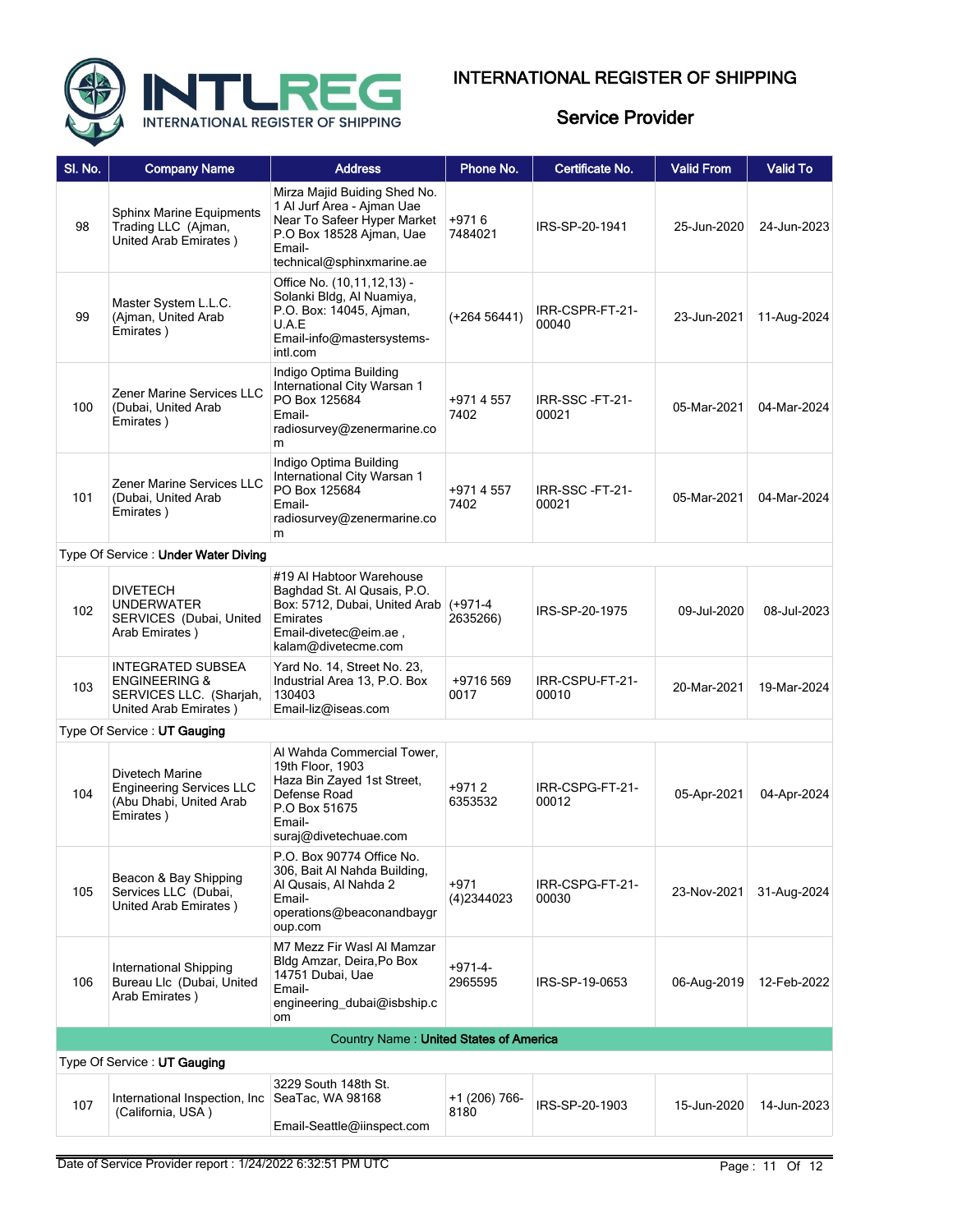# INTERNATIONAL REGISTER OF SHIPPING

## Service Provider

| Sl. No. | Company Name | Address | Phone No. | Certificate No. | Valid From | Valid To |
|---|---|---|---|---|---|---|
| 98 | Sphinx Marine Equipments Trading LLC (Ajman, United Arab Emirates ) | Mirza Majid Buiding Shed No. 1 Al Jurf Area - Ajman Uae Near To Safeer Hyper Market P.O Box 18528 Ajman, Uae Email-technical@sphinxmarine.ae | +971 6 7484021 | IRS-SP-20-1941 | 25-Jun-2020 | 24-Jun-2023 |
| 99 | Master System L.L.C. (Ajman, United Arab Emirates ) | Office No. (10,11,12,13) - Solanki Bldg, Al Nuamiya, P.O. Box: 14045, Ajman, U.A.E Email-info@mastersystems-intl.com | (+264 56441) | IRR-CSPR-FT-21-00040 | 23-Jun-2021 | 11-Aug-2024 |
| 100 | Zener Marine Services LLC (Dubai, United Arab Emirates ) | Indigo Optima Building International City Warsan 1 PO Box 125684 Email-radiosurvey@zenermarine.com | +971 4 557 7402 | IRR-SSC -FT-21-00021 | 05-Mar-2021 | 04-Mar-2024 |
| 101 | Zener Marine Services LLC (Dubai, United Arab Emirates ) | Indigo Optima Building International City Warsan 1 PO Box 125684 Email-radiosurvey@zenermarine.com | +971 4 557 7402 | IRR-SSC -FT-21-00021 | 05-Mar-2021 | 04-Mar-2024 |
| Type Of Service : **Under Water Diving** | | | | | | |
| 102 | DIVETECH UNDERWATER SERVICES (Dubai, United Arab Emirates ) | #19 Al Habtoor Warehouse Baghdad St. Al Qusais, P.O. Box: 5712, Dubai, United Arab Emirates Email-divetec@eim.ae , kalam@divetecme.com | (+971-4 2635266) | IRS-SP-20-1975 | 09-Jul-2020 | 08-Jul-2023 |
| 103 | INTEGRATED SUBSEA ENGINEERING & SERVICES LLC. (Sharjah, United Arab Emirates ) | Yard No. 14, Street No. 23, Industrial Area 13, P.O. Box 130403 Email-liz@iseas.com | +9716 569 0017 | IRR-CSPU-FT-21-00010 | 20-Mar-2021 | 19-Mar-2024 |
| Type Of Service : **UT Gauging** | | | | | | |
| 104 | Divetech Marine Engineering Services LLC (Abu Dhabi, United Arab Emirates ) | Al Wahda Commercial Tower, 19th Floor, 1903 Haza Bin Zayed 1st Street, Defense Road P.O Box 51675 Email-suraj@divetechuae.com | +971 2 6353532 | IRR-CSPG-FT-21-00012 | 05-Apr-2021 | 04-Apr-2024 |
| 105 | Beacon & Bay Shipping Services LLC (Dubai, United Arab Emirates ) | P.O. Box 90774 Office No. 306, Bait Al Nahda Building, Al Qusais, Al Nahda 2 Email-operations@beaconandbaygroup.com | +971 (4)2344023 | IRR-CSPG-FT-21-00030 | 23-Nov-2021 | 31-Aug-2024 |
| 106 | International Shipping Bureau Llc (Dubai, United Arab Emirates ) | M7 Mezz Fir Wasl Al Mamzar Bldg Amzar, Deira,Po Box 14751 Dubai, Uae Email-engineering_dubai@isbship.com | +971-4-2965595 | IRS-SP-19-0653 | 06-Aug-2019 | 12-Feb-2022 |
| Country Name : **United States of America** | | | | | | |
| Type Of Service : **UT Gauging** | | | | | | |
| 107 | International Inspection, Inc (California, USA ) | 3229 South 148th St. SeaTac, WA 98168 Email-Seattle@iinspect.com | +1 (206) 766-8180 | IRS-SP-20-1903 | 15-Jun-2020 | 14-Jun-2023 |

Date of Service Provider report : 1/24/2022 6:32:51 PM UTC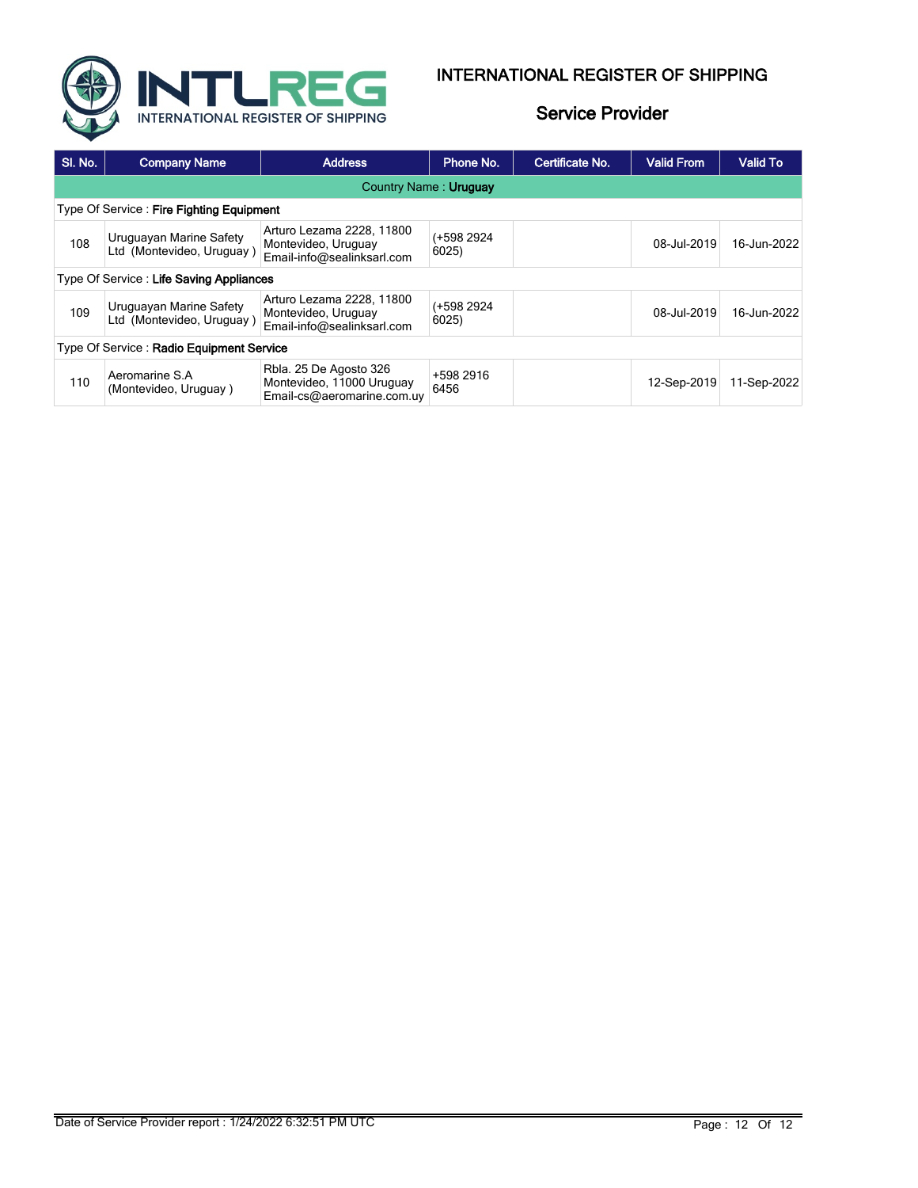# INTERNATIONAL REGISTER OF SHIPPING

## Service Provider

| Sl. No. | Company Name | Address | Phone No. | Certificate No. | Valid From | Valid To |
|---|---|---|---|---|---|---|
| Country Name : **Uruguay** | | | | | | |
| Type Of Service : **Fire Fighting Equipment** | | | | | | |
| 108 | Uruguayan Marine Safety Ltd (Montevideo, Uruguay ) | Arturo Lezama 2228, 11800 Montevideo, Uruguay Email-info@sealinksarl.com | (+598 2924 6025) | | 08-Jul-2019 | 16-Jun-2022 |
| Type Of Service : **Life Saving Appliances** | | | | | | |
| 109 | Uruguayan Marine Safety Ltd (Montevideo, Uruguay ) | Arturo Lezama 2228, 11800 Montevideo, Uruguay Email-info@sealinksarl.com | (+598 2924 6025) | | 08-Jul-2019 | 16-Jun-2022 |
| Type Of Service : **Radio Equipment Service** | | | | | | |
| 110 | Aeromarine S.A (Montevideo, Uruguay ) | Rbla. 25 De Agosto 326 Montevideo, 11000 Uruguay Email-cs@aeromarine.com.uy | +598 2916 6456 | | 12-Sep-2019 | 11-Sep-2022 |

Date of Service Provider report : 1/24/2022 6:32:51 PM UTC